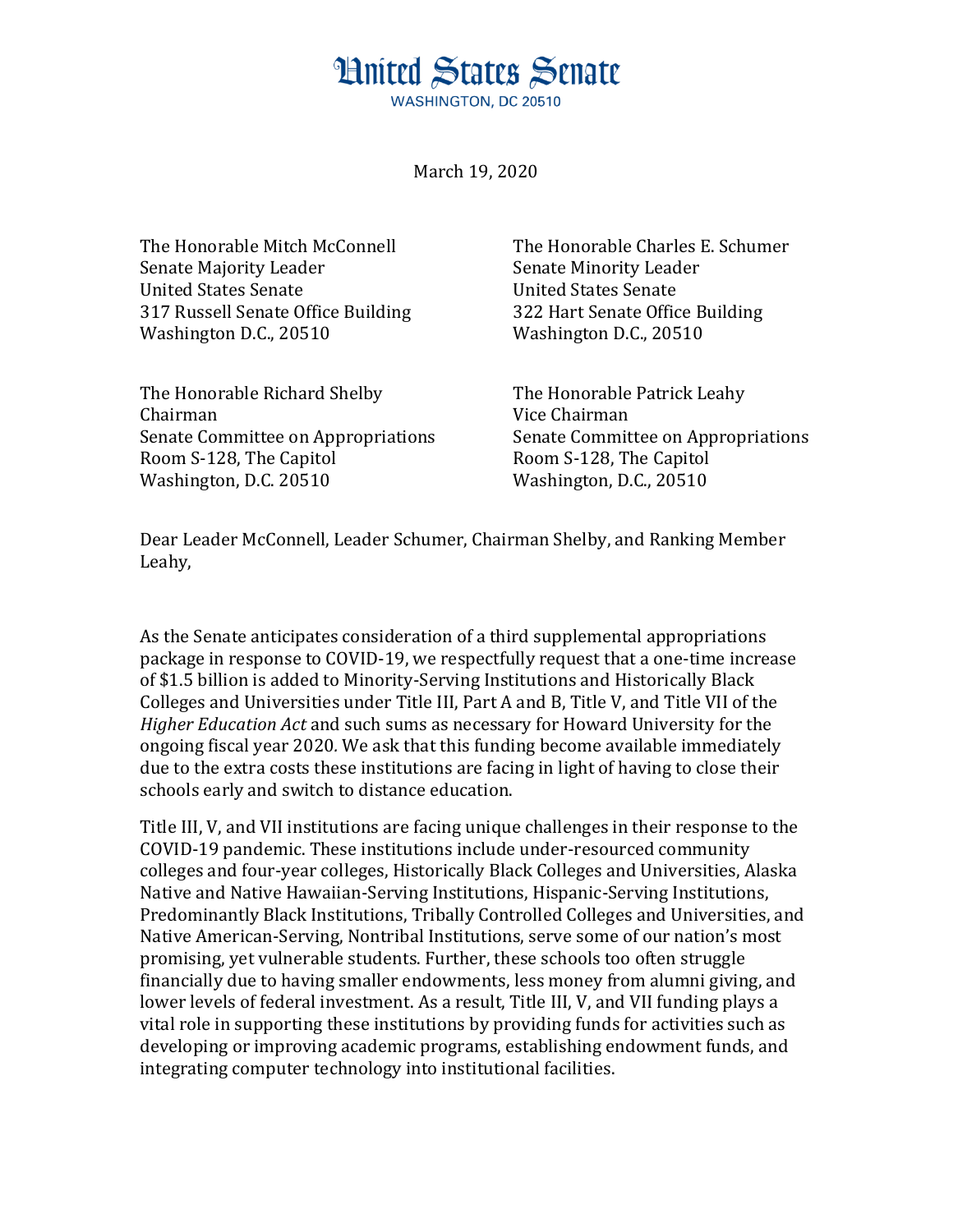# United States Senate

WASHINGTON, DC 20510

March 19, 2020

The Honorable Mitch McConnell
Senate Majority Leader
United States Senate
317 Russell Senate Office Building
Washington D.C., 20510

The Honorable Charles E. Schumer
Senate Minority Leader
United States Senate
322 Hart Senate Office Building
Washington D.C., 20510

The Honorable Richard Shelby
Chairman
Senate Committee on Appropriations
Room S-128, The Capitol
Washington, D.C. 20510

The Honorable Patrick Leahy
Vice Chairman
Senate Committee on Appropriations
Room S-128, The Capitol
Washington, D.C., 20510

Dear Leader McConnell, Leader Schumer, Chairman Shelby, and Ranking Member Leahy,

As the Senate anticipates consideration of a third supplemental appropriations package in response to COVID-19, we respectfully request that a one-time increase of $1.5 billion is added to Minority-Serving Institutions and Historically Black Colleges and Universities under Title III, Part A and B, Title V, and Title VII of the *Higher Education Act* and such sums as necessary for Howard University for the ongoing fiscal year 2020*.* We ask that this funding become available immediately due to the extra costs these institutions are facing in light of having to close their schools early and switch to distance education.

Title III, V, and VII institutions are facing unique challenges in their response to the COVID-19 pandemic. These institutions include under-resourced community colleges and four-year colleges, Historically Black Colleges and Universities, Alaska Native and Native Hawaiian-Serving Institutions, Hispanic-Serving Institutions, Predominantly Black Institutions, Tribally Controlled Colleges and Universities, and Native American-Serving, Nontribal Institutions, serve some of our nation's most promising, yet vulnerable students. Further, these schools too often struggle financially due to having smaller endowments, less money from alumni giving, and lower levels of federal investment. As a result, Title III, V, and VII funding plays a vital role in supporting these institutions by providing funds for activities such as developing or improving academic programs, establishing endowment funds, and integrating computer technology into institutional facilities.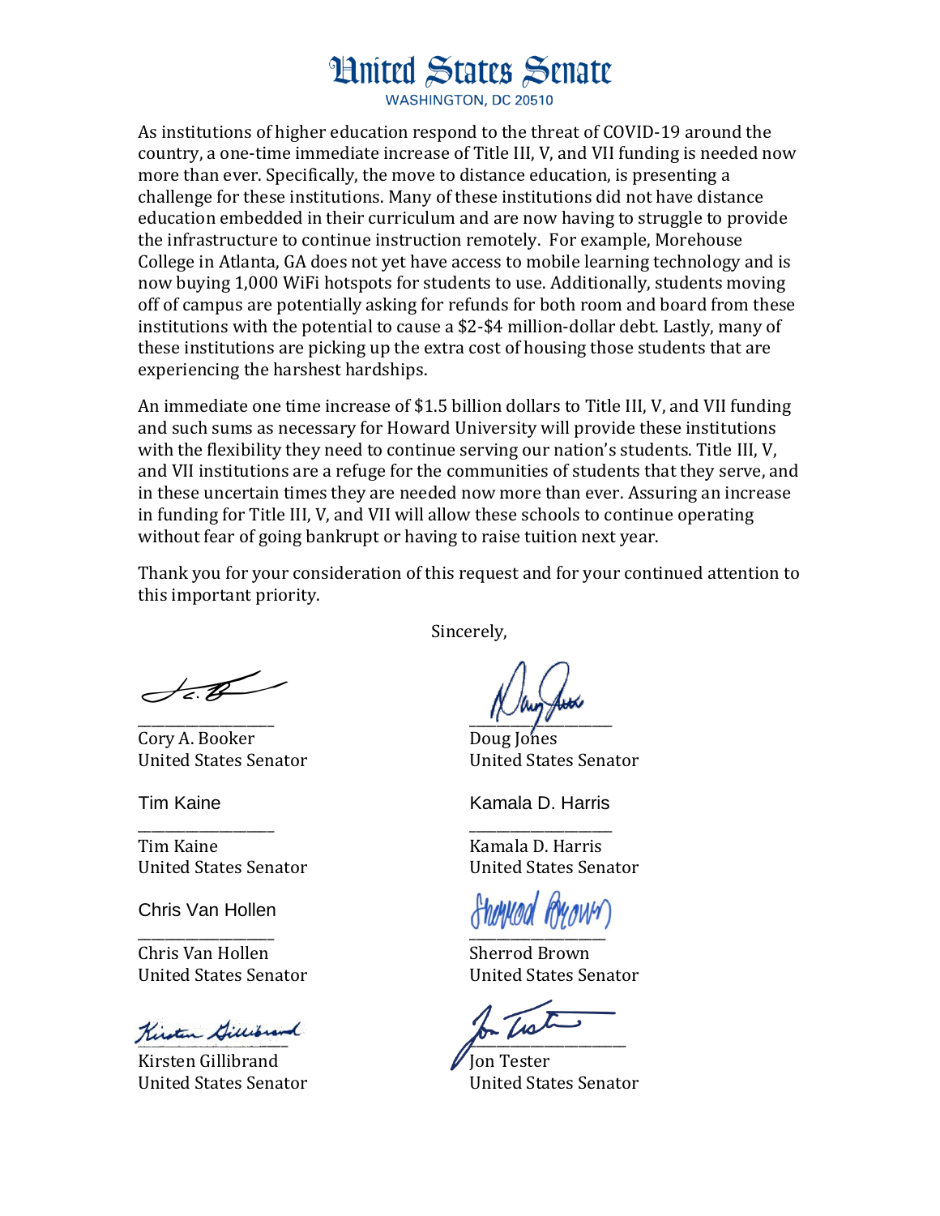# United States Senate

WASHINGTON, DC 20510

As institutions of higher education respond to the threat of COVID-19 around the country, a one-time immediate increase of Title III, V, and VII funding is needed now more than ever. Specifically, the move to distance education, is presenting a challenge for these institutions. Many of these institutions did not have distance education embedded in their curriculum and are now having to struggle to provide the infrastructure to continue instruction remotely. For example, Morehouse College in Atlanta, GA does not yet have access to mobile learning technology and is now buying 1,000 WiFi hotspots for students to use. Additionally, students moving off of campus are potentially asking for refunds for both room and board from these institutions with the potential to cause a $2-$4 million-dollar debt. Lastly, many of these institutions are picking up the extra cost of housing those students that are experiencing the harshest hardships.

An immediate one time increase of $1.5 billion dollars to Title III, V, and VII funding and such sums as necessary for Howard University will provide these institutions with the flexibility they need to continue serving our nation's students. Title III, V, and VII institutions are a refuge for the communities of students that they serve, and in these uncertain times they are needed now more than ever. Assuring an increase in funding for Title III, V, and VII will allow these schools to continue operating without fear of going bankrupt or having to raise tuition next year.

Thank you for your consideration of this request and for your continued attention to this important priority.

Sincerely,

Cory A. Booker
United States Senator

Doug Jones
United States Senator

Tim Kaine

Tim Kaine
United States Senator

Kamala D. Harris

Kamala D. Harris
United States Senator

Chris Van Hollen

Chris Van Hollen
United States Senator

Sherrod Brown
United States Senator

Kirsten Gillibrand
United States Senator

Jon Tester
United States Senator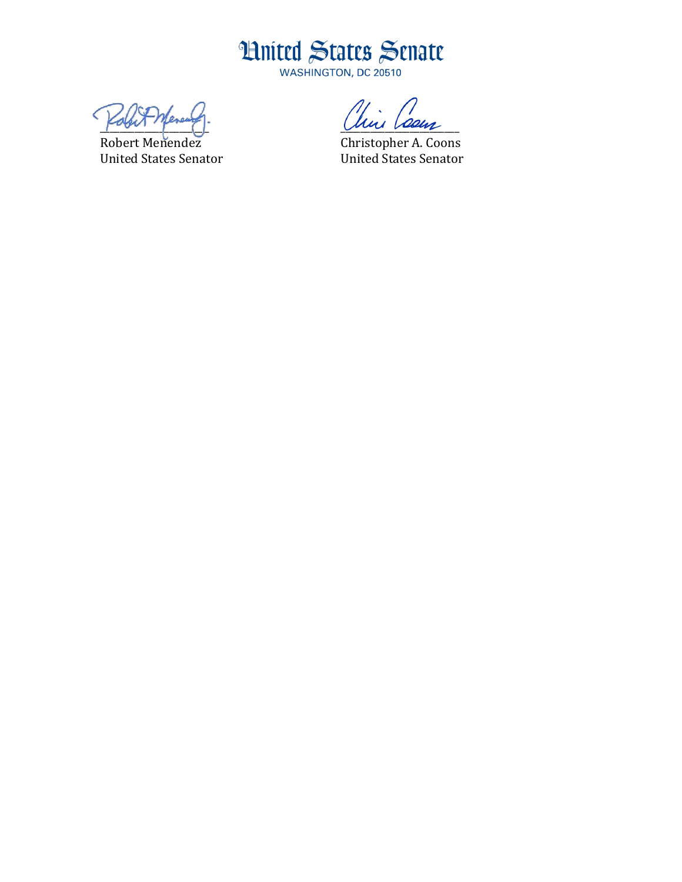United States Senate

WASHINGTON, DC 20510

\_\_\_\_\_\_\_\_\_\_\_\_\_\_\_\_\_\_\_\_\_\_\_\_\_\_
Robert Menendez
United States Senator

\_\_\_\_\_\_\_\_\_\_\_\_\_\_\_\_\_\_\_\_\_\_\_\_\_\_
Christopher A. Coons
United States Senator